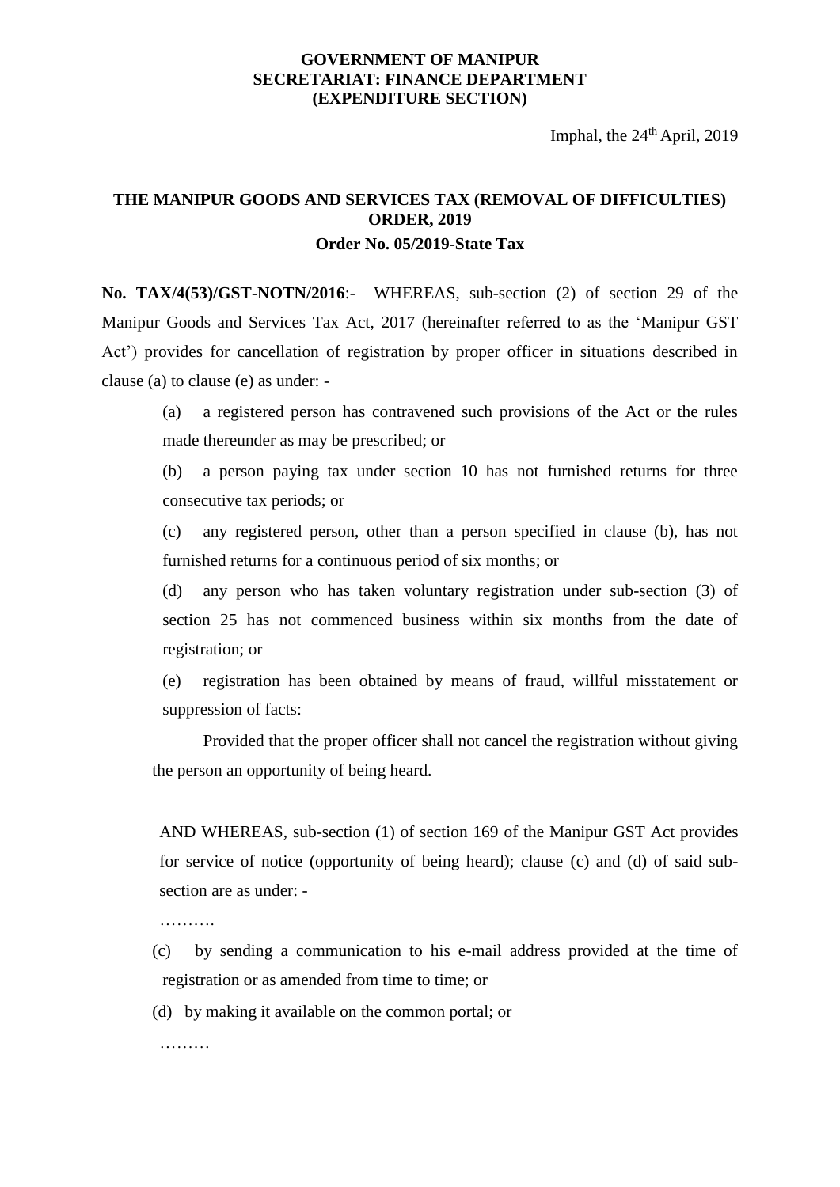**GOVERNMENT OF MANIPUR**
**SECRETARIAT: FINANCE DEPARTMENT**
**(EXPENDITURE SECTION)**

Imphal, the 24th April, 2019

# THE MANIPUR GOODS AND SERVICES TAX (REMOVAL OF DIFFICULTIES) ORDER, 2019

## Order No. 05/2019-State Tax

**No. TAX/4(53)/GST-NOTN/2016**:- WHEREAS, sub-section (2) of section 29 of the Manipur Goods and Services Tax Act, 2017 (hereinafter referred to as the 'Manipur GST Act') provides for cancellation of registration by proper officer in situations described in clause (a) to clause (e) as under: -

(a) a registered person has contravened such provisions of the Act or the rules made thereunder as may be prescribed; or

(b) a person paying tax under section 10 has not furnished returns for three consecutive tax periods; or

(c) any registered person, other than a person specified in clause (b), has not furnished returns for a continuous period of six months; or

(d) any person who has taken voluntary registration under sub-section (3) of section 25 has not commenced business within six months from the date of registration; or

(e) registration has been obtained by means of fraud, willful misstatement or suppression of facts:

Provided that the proper officer shall not cancel the registration without giving the person an opportunity of being heard.

AND WHEREAS, sub-section (1) of section 169 of the Manipur GST Act provides for service of notice (opportunity of being heard); clause (c) and (d) of said sub-section are as under: -

……….

(c) by sending a communication to his e-mail address provided at the time of registration or as amended from time to time; or

(d) by making it available on the common portal; or

………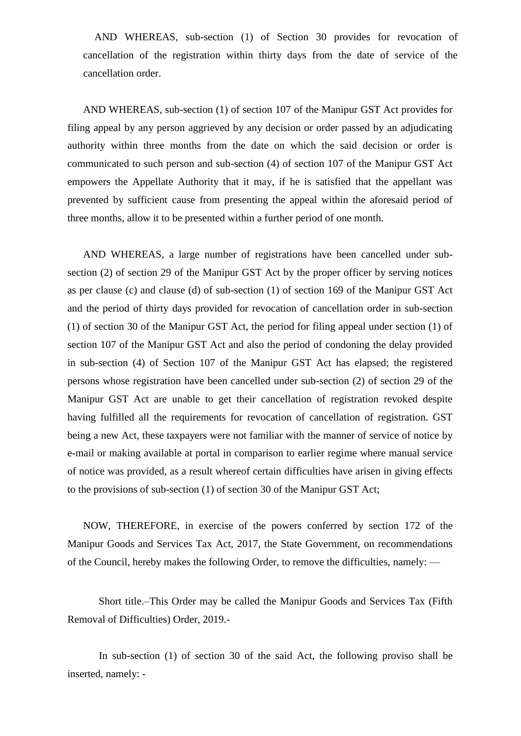AND WHEREAS, sub-section (1) of Section 30 provides for revocation of cancellation of the registration within thirty days from the date of service of the cancellation order.

AND WHEREAS, sub-section (1) of section 107 of the Manipur GST Act provides for filing appeal by any person aggrieved by any decision or order passed by an adjudicating authority within three months from the date on which the said decision or order is communicated to such person and sub-section (4) of section 107 of the Manipur GST Act empowers the Appellate Authority that it may, if he is satisfied that the appellant was prevented by sufficient cause from presenting the appeal within the aforesaid period of three months, allow it to be presented within a further period of one month.

AND WHEREAS, a large number of registrations have been cancelled under sub-section (2) of section 29 of the Manipur GST Act by the proper officer by serving notices as per clause (c) and clause (d) of sub-section (1) of section 169 of the Manipur GST Act and the period of thirty days provided for revocation of cancellation order in sub-section (1) of section 30 of the Manipur GST Act, the period for filing appeal under section (1) of section 107 of the Manipur GST Act and also the period of condoning the delay provided in sub-section (4) of Section 107 of the Manipur GST Act has elapsed; the registered persons whose registration have been cancelled under sub-section (2) of section 29 of the Manipur GST Act are unable to get their cancellation of registration revoked despite having fulfilled all the requirements for revocation of cancellation of registration. GST being a new Act, these taxpayers were not familiar with the manner of service of notice by e-mail or making available at portal in comparison to earlier regime where manual service of notice was provided, as a result whereof certain difficulties have arisen in giving effects to the provisions of sub-section (1) of section 30 of the Manipur GST Act;

NOW, THEREFORE, in exercise of the powers conferred by section 172 of the Manipur Goods and Services Tax Act, 2017, the State Government, on recommendations of the Council, hereby makes the following Order, to remove the difficulties, namely: —

Short title.–This Order may be called the Manipur Goods and Services Tax (Fifth Removal of Difficulties) Order, 2019.-

In sub-section (1) of section 30 of the said Act, the following proviso shall be inserted, namely: -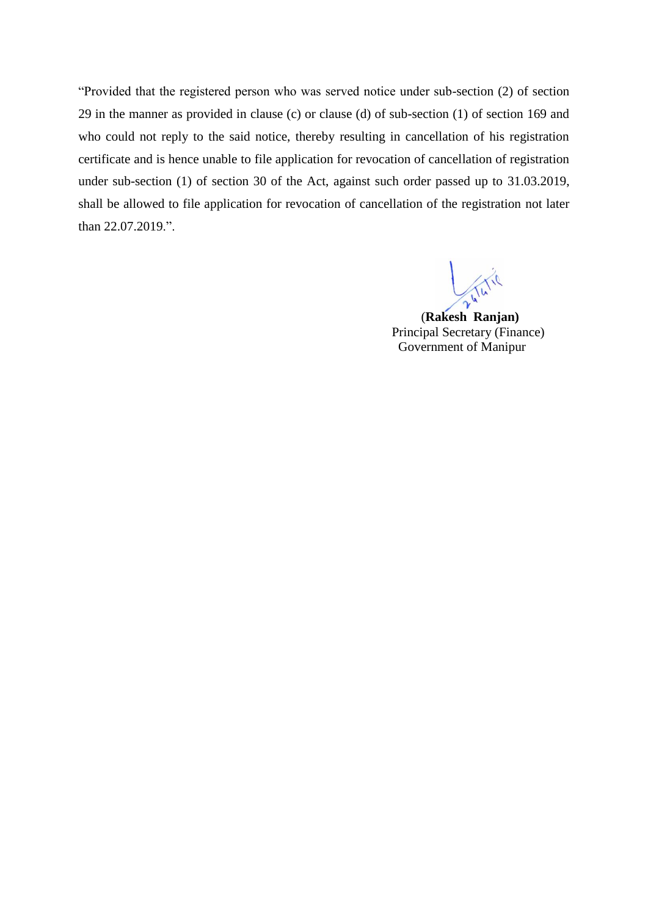"Provided that the registered person who was served notice under sub-section (2) of section 29 in the manner as provided in clause (c) or clause (d) of sub-section (1) of section 169 and who could not reply to the said notice, thereby resulting in cancellation of his registration certificate and is hence unable to file application for revocation of cancellation of registration under sub-section (1) of section 30 of the Act, against such order passed up to 31.03.2019, shall be allowed to file application for revocation of cancellation of the registration not later than 22.07.2019.".

(**Rakesh Ranjan**)
Principal Secretary (Finance)
Government of Manipur